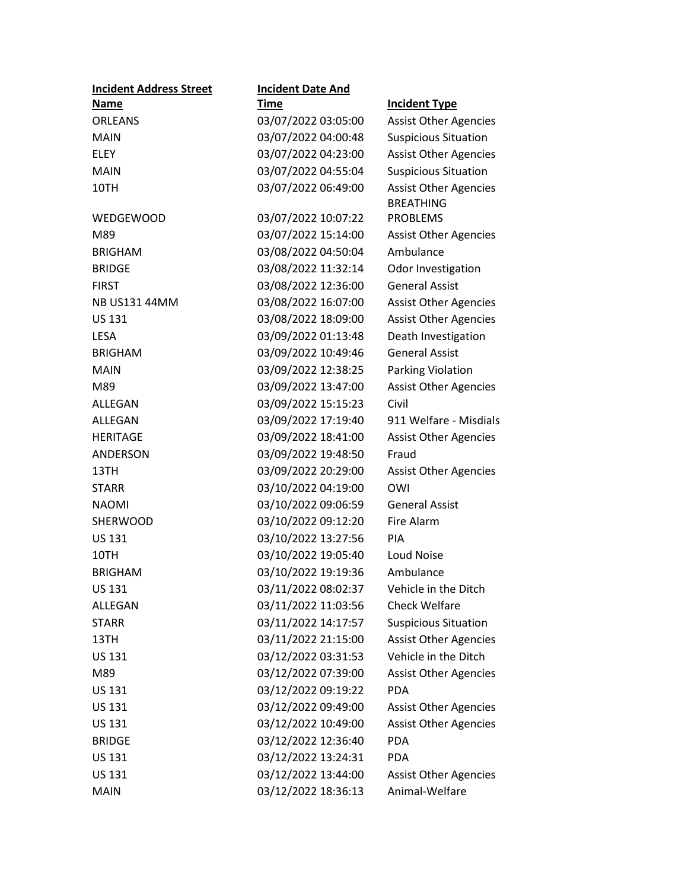| Incident Address Street Name | Incident Date And Time | Incident Type |
|---|---|---|
| ORLEANS | 03/07/2022 03:05:00 | Assist Other Agencies |
| MAIN | 03/07/2022 04:00:48 | Suspicious Situation |
| ELEY | 03/07/2022 04:23:00 | Assist Other Agencies |
| MAIN | 03/07/2022 04:55:04 | Suspicious Situation |
| 10TH | 03/07/2022 06:49:00 | Assist Other Agencies |
| WEDGEWOOD | 03/07/2022 10:07:22 | BREATHING PROBLEMS |
| M89 | 03/07/2022 15:14:00 | Assist Other Agencies |
| BRIGHAM | 03/08/2022 04:50:04 | Ambulance |
| BRIDGE | 03/08/2022 11:32:14 | Odor Investigation |
| FIRST | 03/08/2022 12:36:00 | General Assist |
| NB US131 44MM | 03/08/2022 16:07:00 | Assist Other Agencies |
| US 131 | 03/08/2022 18:09:00 | Assist Other Agencies |
| LESA | 03/09/2022 01:13:48 | Death Investigation |
| BRIGHAM | 03/09/2022 10:49:46 | General Assist |
| MAIN | 03/09/2022 12:38:25 | Parking Violation |
| M89 | 03/09/2022 13:47:00 | Assist Other Agencies |
| ALLEGAN | 03/09/2022 15:15:23 | Civil |
| ALLEGAN | 03/09/2022 17:19:40 | 911 Welfare - Misdials |
| HERITAGE | 03/09/2022 18:41:00 | Assist Other Agencies |
| ANDERSON | 03/09/2022 19:48:50 | Fraud |
| 13TH | 03/09/2022 20:29:00 | Assist Other Agencies |
| STARR | 03/10/2022 04:19:00 | OWI |
| NAOMI | 03/10/2022 09:06:59 | General Assist |
| SHERWOOD | 03/10/2022 09:12:20 | Fire Alarm |
| US 131 | 03/10/2022 13:27:56 | PIA |
| 10TH | 03/10/2022 19:05:40 | Loud Noise |
| BRIGHAM | 03/10/2022 19:19:36 | Ambulance |
| US 131 | 03/11/2022 08:02:37 | Vehicle in the Ditch |
| ALLEGAN | 03/11/2022 11:03:56 | Check Welfare |
| STARR | 03/11/2022 14:17:57 | Suspicious Situation |
| 13TH | 03/11/2022 21:15:00 | Assist Other Agencies |
| US 131 | 03/12/2022 03:31:53 | Vehicle in the Ditch |
| M89 | 03/12/2022 07:39:00 | Assist Other Agencies |
| US 131 | 03/12/2022 09:19:22 | PDA |
| US 131 | 03/12/2022 09:49:00 | Assist Other Agencies |
| US 131 | 03/12/2022 10:49:00 | Assist Other Agencies |
| BRIDGE | 03/12/2022 12:36:40 | PDA |
| US 131 | 03/12/2022 13:24:31 | PDA |
| US 131 | 03/12/2022 13:44:00 | Assist Other Agencies |
| MAIN | 03/12/2022 18:36:13 | Animal-Welfare |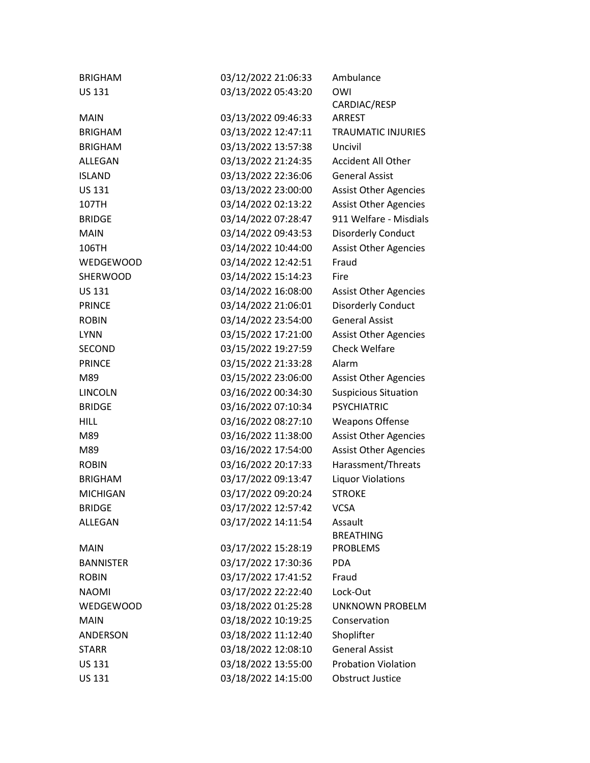| | | |
|---|---|---|
| BRIGHAM | 03/12/2022 21:06:33 | Ambulance |
| US 131 | 03/13/2022 05:43:20 | OWI |
| MAIN | 03/13/2022 09:46:33 | CARDIAC/RESP ARREST |
| BRIGHAM | 03/13/2022 12:47:11 | TRAUMATIC INJURIES |
| BRIGHAM | 03/13/2022 13:57:38 | Uncivil |
| ALLEGAN | 03/13/2022 21:24:35 | Accident All Other |
| ISLAND | 03/13/2022 22:36:06 | General Assist |
| US 131 | 03/13/2022 23:00:00 | Assist Other Agencies |
| 107TH | 03/14/2022 02:13:22 | Assist Other Agencies |
| BRIDGE | 03/14/2022 07:28:47 | 911 Welfare - Misdials |
| MAIN | 03/14/2022 09:43:53 | Disorderly Conduct |
| 106TH | 03/14/2022 10:44:00 | Assist Other Agencies |
| WEDGEWOOD | 03/14/2022 12:42:51 | Fraud |
| SHERWOOD | 03/14/2022 15:14:23 | Fire |
| US 131 | 03/14/2022 16:08:00 | Assist Other Agencies |
| PRINCE | 03/14/2022 21:06:01 | Disorderly Conduct |
| ROBIN | 03/14/2022 23:54:00 | General Assist |
| LYNN | 03/15/2022 17:21:00 | Assist Other Agencies |
| SECOND | 03/15/2022 19:27:59 | Check Welfare |
| PRINCE | 03/15/2022 21:33:28 | Alarm |
| M89 | 03/15/2022 23:06:00 | Assist Other Agencies |
| LINCOLN | 03/16/2022 00:34:30 | Suspicious Situation |
| BRIDGE | 03/16/2022 07:10:34 | PSYCHIATRIC |
| HILL | 03/16/2022 08:27:10 | Weapons Offense |
| M89 | 03/16/2022 11:38:00 | Assist Other Agencies |
| M89 | 03/16/2022 17:54:00 | Assist Other Agencies |
| ROBIN | 03/16/2022 20:17:33 | Harassment/Threats |
| BRIGHAM | 03/17/2022 09:13:47 | Liquor Violations |
| MICHIGAN | 03/17/2022 09:20:24 | STROKE |
| BRIDGE | 03/17/2022 12:57:42 | VCSA |
| ALLEGAN | 03/17/2022 14:11:54 | Assault |
| MAIN | 03/17/2022 15:28:19 | BREATHING PROBLEMS |
| BANNISTER | 03/17/2022 17:30:36 | PDA |
| ROBIN | 03/17/2022 17:41:52 | Fraud |
| NAOMI | 03/17/2022 22:22:40 | Lock-Out |
| WEDGEWOOD | 03/18/2022 01:25:28 | UNKNOWN PROBELM |
| MAIN | 03/18/2022 10:19:25 | Conservation |
| ANDERSON | 03/18/2022 11:12:40 | Shoplifter |
| STARR | 03/18/2022 12:08:10 | General Assist |
| US 131 | 03/18/2022 13:55:00 | Probation Violation |
| US 131 | 03/18/2022 14:15:00 | Obstruct Justice |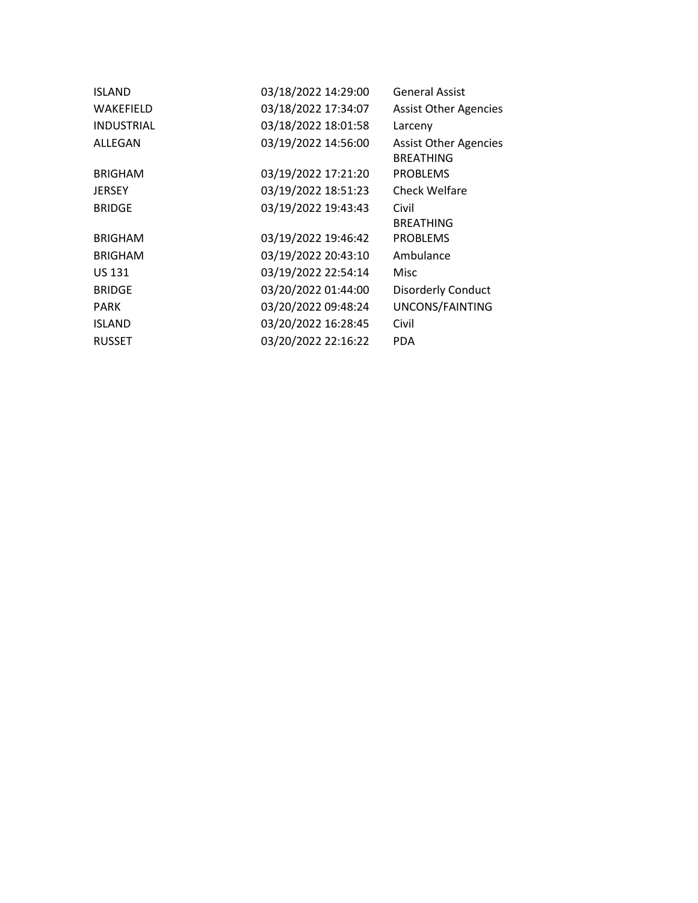| | | |
|---|---|---|
| ISLAND | 03/18/2022 14:29:00 | General Assist |
| WAKEFIELD | 03/18/2022 17:34:07 | Assist Other Agencies |
| INDUSTRIAL | 03/18/2022 18:01:58 | Larceny |
| ALLEGAN | 03/19/2022 14:56:00 | Assist Other Agencies |
| BRIGHAM | 03/19/2022 17:21:20 | BREATHING PROBLEMS |
| JERSEY | 03/19/2022 18:51:23 | Check Welfare |
| BRIDGE | 03/19/2022 19:43:43 | Civil |
| BRIGHAM | 03/19/2022 19:46:42 | BREATHING PROBLEMS |
| BRIGHAM | 03/19/2022 20:43:10 | Ambulance |
| US 131 | 03/19/2022 22:54:14 | Misc |
| BRIDGE | 03/20/2022 01:44:00 | Disorderly Conduct |
| PARK | 03/20/2022 09:48:24 | UNCONS/FAINTING |
| ISLAND | 03/20/2022 16:28:45 | Civil |
| RUSSET | 03/20/2022 22:16:22 | PDA |